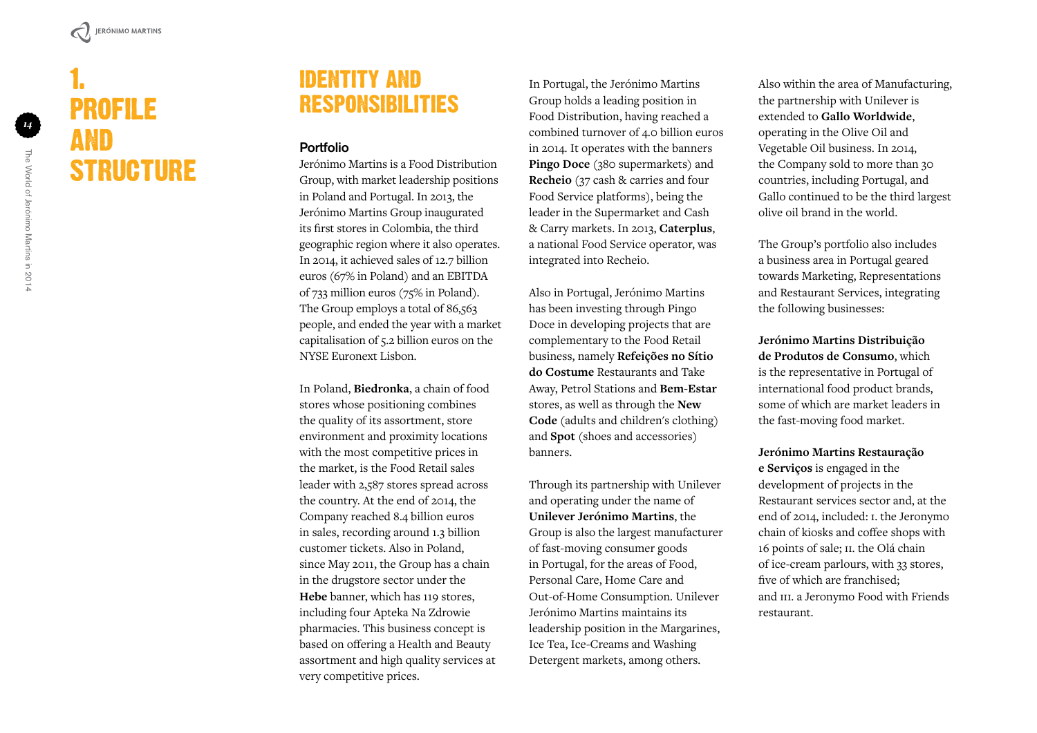# 1. PROFILE AND STRUCTURE

## IDENTITY AND RESPONSIBILITIES

### Portfolio

Jerónimo Martins is a Food Distribution Group, with market leadership positions in Poland and Portugal. In 2013, the Jerónimo Martins Group inaugurated its first stores in Colombia, the third geographic region where it also operates. In 2014, it achieved sales of 12.7 billion euros (67% in Poland) and an EBITDA of 733 million euros (75% in Poland). The Group employs a total of 86,563 people, and ended the year with a market capitalisation of 5.2 billion euros on the NYSE Euronext Lisbon.

In Poland, **Biedronka**, a chain of food stores whose positioning combines the quality of its assortment, store environment and proximity locations with the most competitive prices in the market, is the Food Retail sales leader with 2,587 stores spread across the country. At the end of 2014, the Company reached 8.4 billion euros in sales, recording around 1.3 billion customer tickets. Also in Poland, since May 2011, the Group has a chain in the drugstore sector under the **Hebe** banner, which has 119 stores, including four Apteka Na Zdrowie pharmacies. This business concept is based on offering a Health and Beauty assortment and high quality services at very competitive prices.

In Portugal, the Jerónimo Martins Group holds a leading position in Food Distribution, having reached a combined turnover of 4.0 billion euros in 2014. It operates with the banners **Pingo Doce** (380 supermarkets) and **Recheio** (37 cash & carries and four Food Service platforms), being the leader in the Supermarket and Cash & Carry markets. In 2013, **Caterplus**, a national Food Service operator, was integrated into Recheio.

Also in Portugal, Jerónimo Martins has been investing through Pingo Doce in developing projects that are complementary to the Food Retail business, namely **Refeições no Sítio do Costume** Restaurants and Take Away, Petrol Stations and **Bem-Estar** stores, as well as through the **New Code** (adults and children's clothing) and **Spot** (shoes and accessories) banners.

Through its partnership with Unilever and operating under the name of **Unilever Jerónimo Martins**, the Group is also the largest manufacturer of fast-moving consumer goods in Portugal, for the areas of Food, Personal Care, Home Care and Out-of-Home Consumption. Unilever Jerónimo Martins maintains its leadership position in the Margarines, Ice Tea, Ice-Creams and Washing Detergent markets, among others.

Also within the area of Manufacturing, the partnership with Unilever is extended to **Gallo Worldwide**, operating in the Olive Oil and Vegetable Oil business. In 2014, the Company sold to more than 30 countries, including Portugal, and Gallo continued to be the third largest olive oil brand in the world.

The Group's portfolio also includes a business area in Portugal geared towards Marketing, Representations and Restaurant Services, integrating the following businesses:

**Jerónimo Martins Distribuição de Produtos de Consumo**, which is the representative in Portugal of international food product brands, some of which are market leaders in the fast-moving food market.

**Jerónimo Martins Restauração e Serviços** is engaged in the development of projects in the Restaurant services sector and, at the end of 2014, included: I. the Jeronymo chain of kiosks and coffee shops with 16 points of sale; II. the Olá chain of ice-cream parlours, with 33 stores, five of which are franchised; and III. a Jeronymo Food with Friends restaurant.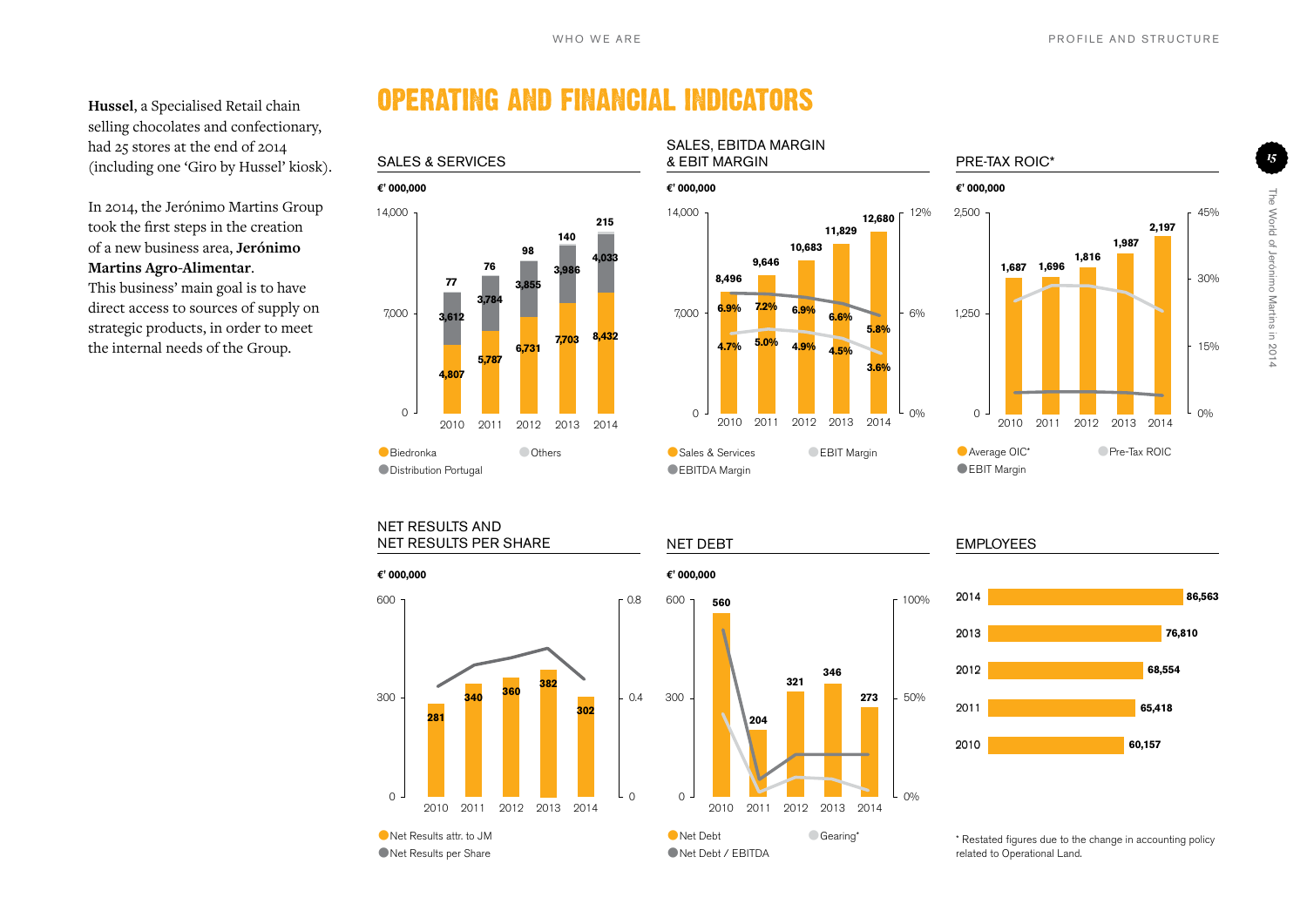**Hussel**, a Specialised Retail chain selling chocolates and confectionary, had 25 stores at the end of 2014 (including one 'Giro by Hussel' kiosk).

In 2014, the Jerónimo Martins Group took the first steps in the creation of a new business area, **Jerónimo Martins Agro-Alimentar**. This business' main goal is to have direct access to sources of supply on strategic products, in order to meet the internal needs of the Group.

# OPERATING AND FINANCIAL INDICATORS

## SALES & SERVICES

€' 000,000

| | 2010 | 2011 | 2012 | 2013 | 2014 |
|---|---|---|---|---|---|
| Biedronka | 4,807 | 5,787 | 6,731 | 7,703 | 8,432 |
| Distribution Portugal | 3,612 | 3,784 | 3,855 | 3,986 | 4,033 |
| Others | 77 | 76 | 98 | 140 | 215 |

## SALES, EBITDA MARGIN & EBIT MARGIN

€' 000,000

| | 2010 | 2011 | 2012 | 2013 | 2014 |
|---|---|---|---|---|---|
| Sales & Services | 8,496 | 9,646 | 10,683 | 11,829 | 12,680 |
| EBITDA Margin | 6.9% | 7.2% | 6.9% | 6.6% | 5.8% |
| EBIT Margin | 4.7% | 5.0% | 4.9% | 4.5% | 3.6% |

## PRE-TAX ROIC*

€' 000,000

| | 2010 | 2011 | 2012 | 2013 | 2014 |
|---|---|---|---|---|---|
| Average OIC* | 1,687 | 1,696 | 1,816 | 1,987 | 2,197 |

Legend: Average OIC*, Pre-Tax ROIC, EBIT Margin

## NET RESULTS AND NET RESULTS PER SHARE

€' 000,000

| | 2010 | 2011 | 2012 | 2013 | 2014 |
|---|---|---|---|---|---|
| Net Results attr. to JM | 281 | 340 | 360 | 382 | 302 |

Legend: Net Results attr. to JM, Net Results per Share

## NET DEBT

€' 000,000

| | 2010 | 2011 | 2012 | 2013 | 2014 |
|---|---|---|---|---|---|
| Net Debt | 560 | 204 | 321 | 346 | 273 |

Legend: Net Debt, Net Debt / EBITDA, Gearing*

## EMPLOYEES

| Year | Employees |
|---|---|
| 2014 | 86,563 |
| 2013 | 76,810 |
| 2012 | 68,554 |
| 2011 | 65,418 |
| 2010 | 60,157 |

\* Restated figures due to the change in accounting policy related to Operational Land.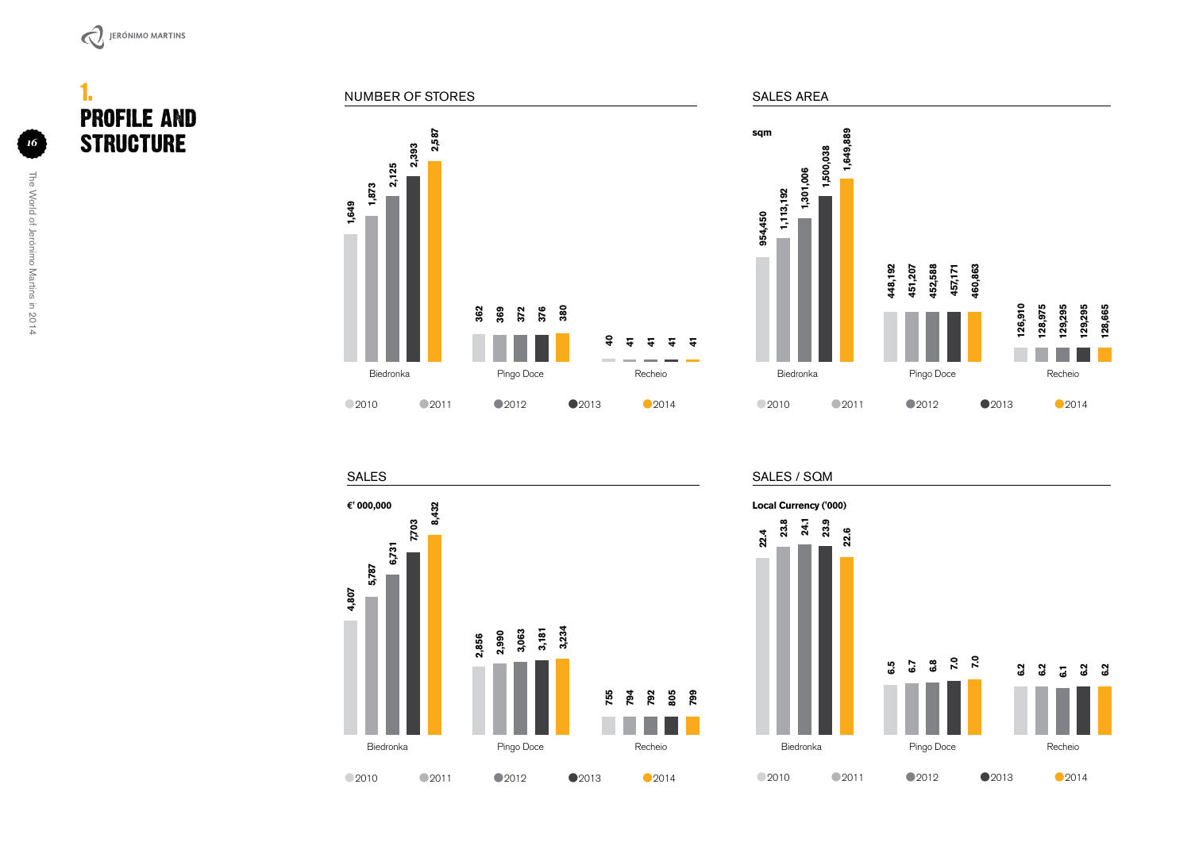# 1. PROFILE AND STRUCTURE

## NUMBER OF STORES

| | 2010 | 2011 | 2012 | 2013 | 2014 |
|---|---|---|---|---|---|
| Biedronka | 1,649 | 1,873 | 2,125 | 2,393 | 2,587 |
| Pingo Doce | 362 | 369 | 372 | 376 | 380 |
| Recheio | 40 | 41 | 41 | 41 | 41 |

## SALES AREA

sqm

| | 2010 | 2011 | 2012 | 2013 | 2014 |
|---|---|---|---|---|---|
| Biedronka | 954,450 | 1,113,192 | 1,301,006 | 1,500,038 | 1,649,889 |
| Pingo Doce | 448,192 | 451,207 | 452,588 | 457,171 | 460,863 |
| Recheio | 126,910 | 128,975 | 129,295 | 129,295 | 128,665 |

## SALES

€' 000,000

| | 2010 | 2011 | 2012 | 2013 | 2014 |
|---|---|---|---|---|---|
| Biedronka | 4,807 | 5,787 | 6,731 | 7,703 | 8,432 |
| Pingo Doce | 2,856 | 2,990 | 3,063 | 3,181 | 3,234 |
| Recheio | 755 | 794 | 792 | 805 | 799 |

## SALES / SQM

Local Currency ('000)

| | 2010 | 2011 | 2012 | 2013 | 2014 |
|---|---|---|---|---|---|
| Biedronka | 22.4 | 23.8 | 24.1 | 23.9 | 22.6 |
| Pingo Doce | 6.5 | 6.7 | 6.8 | 7.0 | 7.0 |
| Recheio | 6.2 | 6.2 | 6.1 | 6.2 | 6.2 |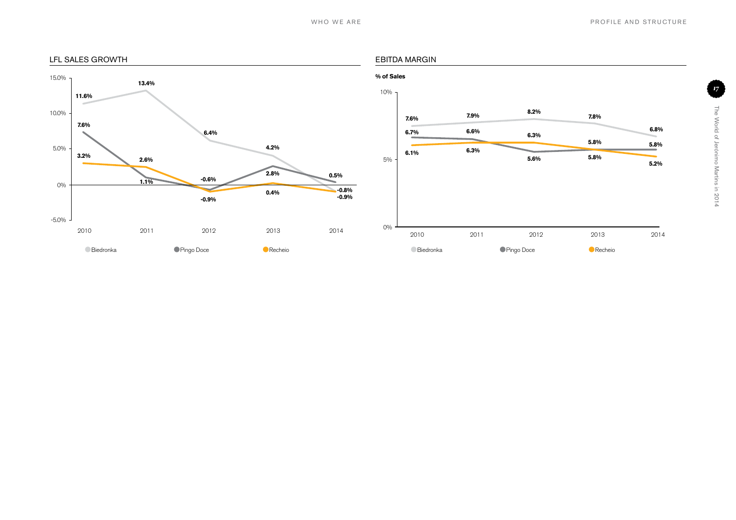## LFL SALES GROWTH

| | 2010 | 2011 | 2012 | 2013 | 2014 |
|---|---|---|---|---|---|
| Biedronka | 11.6% | 13.4% | 6.4% | 4.2% | -0.8% |
| Pingo Doce | 7.6% | 1.1% | -0.6% | 2.8% | 0.5% |
| Recheio | 3.2% | 2.6% | -0.9% | 0.4% | -0.9% |

## EBITDA MARGIN

**% of Sales**

| | 2010 | 2011 | 2012 | 2013 | 2014 |
|---|---|---|---|---|---|
| Biedronka | 7.6% | 7.9% | 8.2% | 7.8% | 6.8% |
| Pingo Doce | 6.7% | 6.6% | 5.6% | 5.8% | 5.8% |
| Recheio | 6.1% | 6.3% | 6.3% | 5.8% | 5.2% |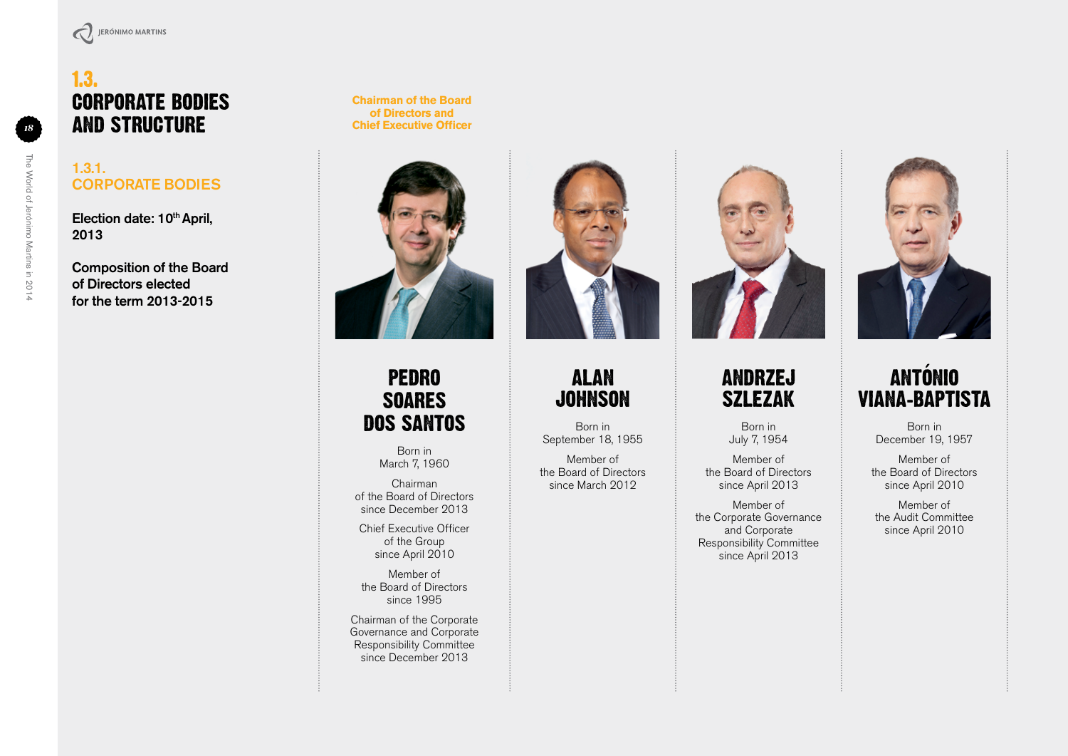# 1.3. CORPORATE BODIES AND STRUCTURE

## 1.3.1. CORPORATE BODIES

**Election date: 10th April, 2013**

**Composition of the Board of Directors elected for the term 2013-2015**

**Chairman of the Board of Directors and Chief Executive Officer**

### PEDRO SOARES DOS SANTOS

Born in March 7, 1960

Chairman of the Board of Directors since December 2013

Chief Executive Officer of the Group since April 2010

Member of the Board of Directors since 1995

Chairman of the Corporate Governance and Corporate Responsibility Committee since December 2013

### ALAN JOHNSON

Born in September 18, 1955

Member of the Board of Directors since March 2012

### ANDRZEJ SZLEZAK

Born in July 7, 1954

Member of the Board of Directors since April 2013

Member of the Corporate Governance and Corporate Responsibility Committee since April 2013

### ANTÓNIO VIANA-BAPTISTA

Born in December 19, 1957

Member of the Board of Directors since April 2010

Member of the Audit Committee since April 2010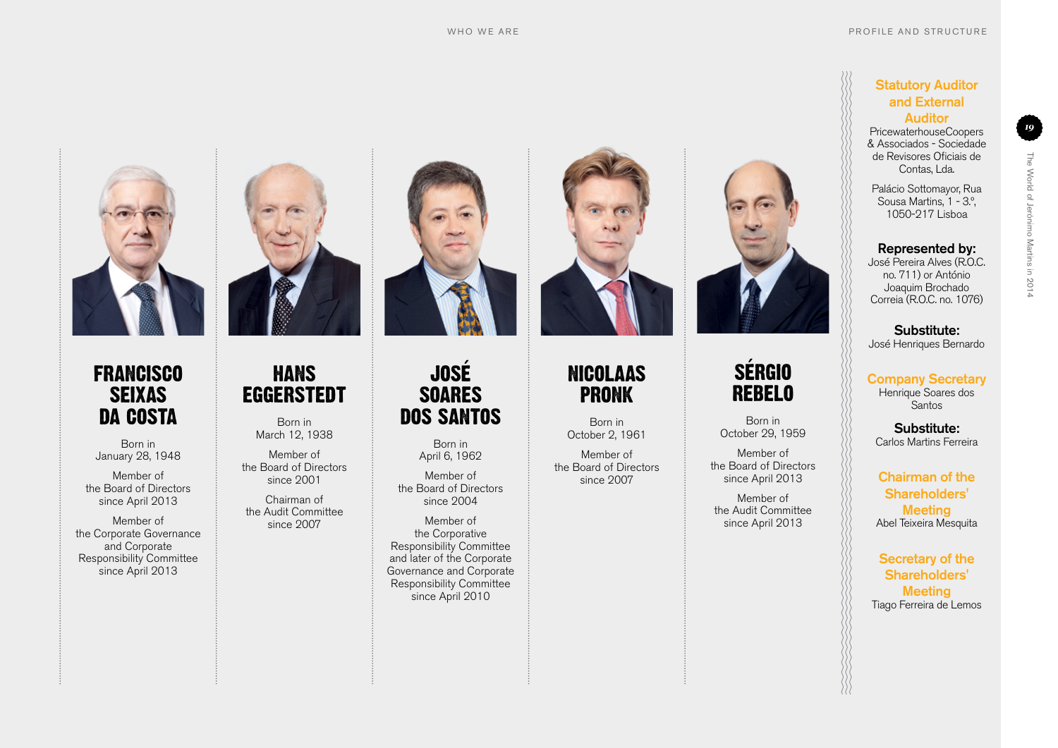## FRANCISCO SEIXAS DA COSTA

Born in
January 28, 1948

Member of
the Board of Directors
since April 2013

Member of
the Corporate Governance and Corporate Responsibility Committee
since April 2013

## HANS EGGERSTEDT

Born in
March 12, 1938

Member of
the Board of Directors
since 2001

Chairman of
the Audit Committee
since 2007

## JOSÉ SOARES DOS SANTOS

Born in
April 6, 1962

Member of
the Board of Directors
since 2004

Member of
the Corporative Responsibility Committee and later of the Corporate Governance and Corporate Responsibility Committee
since April 2010

## NICOLAAS PRONK

Born in
October 2, 1961

Member of
the Board of Directors
since 2007

## SÉRGIO REBELO

Born in
October 29, 1959

Member of
the Board of Directors
since April 2013

Member of
the Audit Committee
since April 2013

---

### Statutory Auditor and External Auditor

PricewaterhouseCoopers & Associados - Sociedade de Revisores Oficiais de Contas, Lda.

Palácio Sottomayor, Rua Sousa Martins, 1 - 3.º, 1050-217 Lisboa

**Represented by:**
José Pereira Alves (R.O.C. no. 711) or António Joaquim Brochado Correia (R.O.C. no. 1076)

**Substitute:**
José Henriques Bernardo

### Company Secretary

Henrique Soares dos Santos

**Substitute:**
Carlos Martins Ferreira

### Chairman of the Shareholders' Meeting

Abel Teixeira Mesquita

### Secretary of the Shareholders' Meeting

Tiago Ferreira de Lemos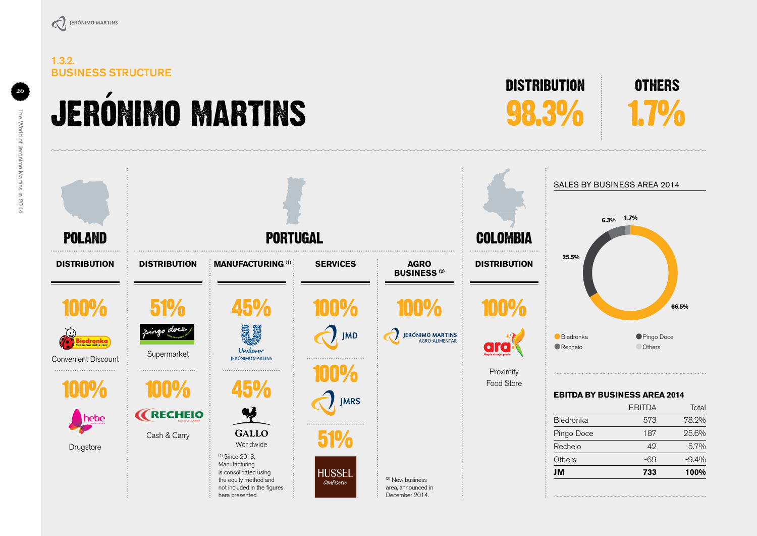## 1.3.2. BUSINESS STRUCTURE

# JERÓNIMO MARTINS

**DISTRIBUTION** 98.3%

**OTHERS** 1.7%

### POLAND

**DISTRIBUTION**

100% Biedronka — Convenient Discount

100% hebe — Drugstore

### PORTUGAL

**DISTRIBUTION**

51% Pingo Doce — Supermarket

100% Recheio — Cash & Carry

**MANUFACTURING** [1]

45% Unilever Jerónimo Martins

45% Gallo Worldwide

[1] Since 2013, Manufacturing is consolidated using the equity method and not included in the figures here presented.

**SERVICES**

100% JMD

100% JMRS

51% Hussel Confiserie

**AGRO BUSINESS** [2]

100% Jerónimo Martins Agro-Alimentar

[2] New business area, announced in December 2014.

### COLOMBIA

**DISTRIBUTION**

100% ara — Proximity Food Store

### SALES BY BUSINESS AREA 2014

6.3%
1.7%
25.5%
66.5%

Biedronka
Pingo Doce
Recheio
Others

### EBITDA BY BUSINESS AREA 2014

| | EBITDA | Total |
|---|---|---|
| Biedronka | 573 | 78.2% |
| Pingo Doce | 187 | 25.6% |
| Recheio | 42 | 5.7% |
| Others | -69 | -9.4% |
| **JM** | **733** | **100%** |